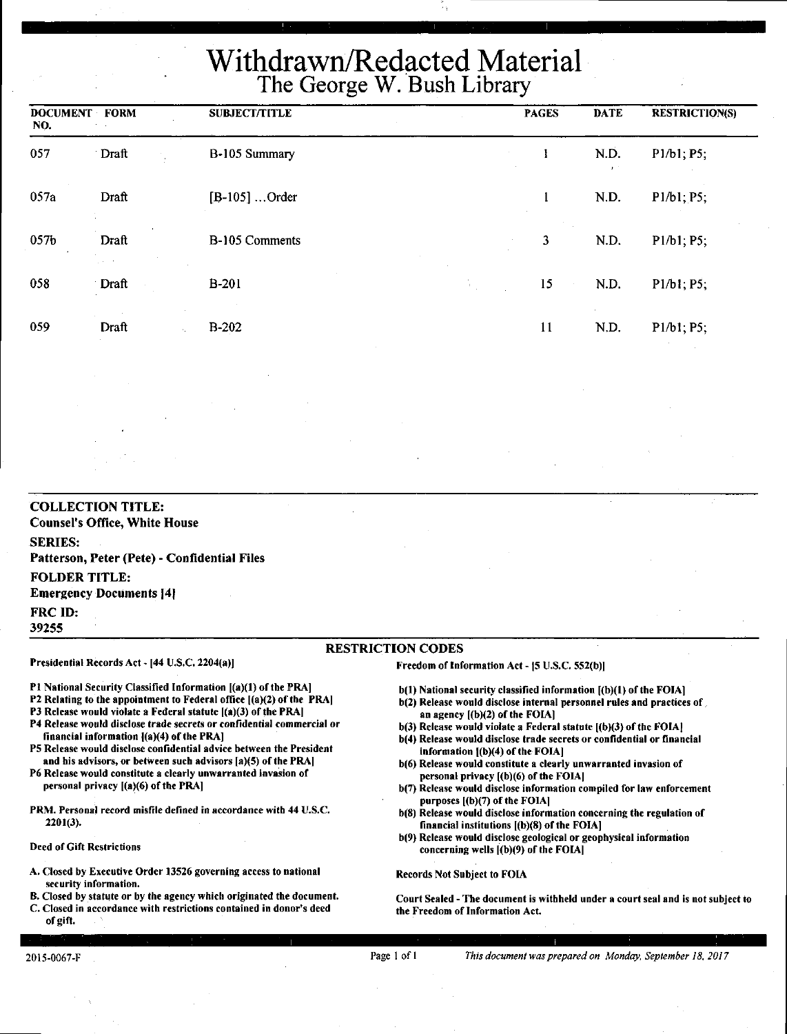# Withdrawn/Redacted Material
## The George W. Bush Library

| DOCUMENT NO. | FORM | SUBJECT/TITLE | PAGES | DATE | RESTRICTION(S) |
|---|---|---|---|---|---|
| 057 | Draft | B-105 Summary | 1 | N.D. | P1/b1; P5; |
| 057a | Draft | [B-105] ...Order | 1 | N.D. | P1/b1; P5; |
| 057b | Draft | B-105 Comments | 3 | N.D. | P1/b1; P5; |
| 058 | Draft | B-201 | 15 | N.D. | P1/b1; P5; |
| 059 | Draft | B-202 | 11 | N.D. | P1/b1; P5; |

**COLLECTION TITLE:**
Counsel's Office, White House

**SERIES:**
Patterson, Peter (Pete) - Confidential Files

**FOLDER TITLE:**
Emergency Documents [4]

**FRC ID:**
39255

### RESTRICTION CODES

**Presidential Records Act - [44 U.S.C. 2204(a)]**

- P1 National Security Classified Information [(a)(1) of the PRA]
- P2 Relating to the appointment to Federal office [(a)(2) of the PRA]
- P3 Release would violate a Federal statute [(a)(3) of the PRA]
- P4 Release would disclose trade secrets or confidential commercial or financial information [(a)(4) of the PRA]
- P5 Release would disclose confidential advice between the President and his advisors, or between such advisors [a)(5) of the PRA]
- P6 Release would constitute a clearly unwarranted invasion of personal privacy [(a)(6) of the PRA]

PRM. Personal record misfile defined in accordance with 44 U.S.C. 2201(3).

**Deed of Gift Restrictions**

- A. Closed by Executive Order 13526 governing access to national security information.
- B. Closed by statute or by the agency which originated the document.
- C. Closed in accordance with restrictions contained in donor's deed of gift.

**Freedom of Information Act - [5 U.S.C. 552(b)]**

- b(1) National security classified information [(b)(1) of the FOIA]
- b(2) Release would disclose internal personnel rules and practices of an agency [(b)(2) of the FOIA]
- b(3) Release would violate a Federal statute [(b)(3) of the FOIA]
- b(4) Release would disclose trade secrets or confidential or financial information [(b)(4) of the FOIA]
- b(6) Release would constitute a clearly unwarranted invasion of personal privacy [(b)(6) of the FOIA]
- b(7) Release would disclose information compiled for law enforcement purposes [(b)(7) of the FOIA]
- b(8) Release would disclose information concerning the regulation of financial institutions [(b)(8) of the FOIA]
- b(9) Release would disclose geological or geophysical information concerning wells [(b)(9) of the FOIA]

**Records Not Subject to FOIA**

Court Sealed - The document is withheld under a court seal and is not subject to the Freedom of Information Act.

2015-0067-F

*This document was prepared on Monday, September 18, 2017*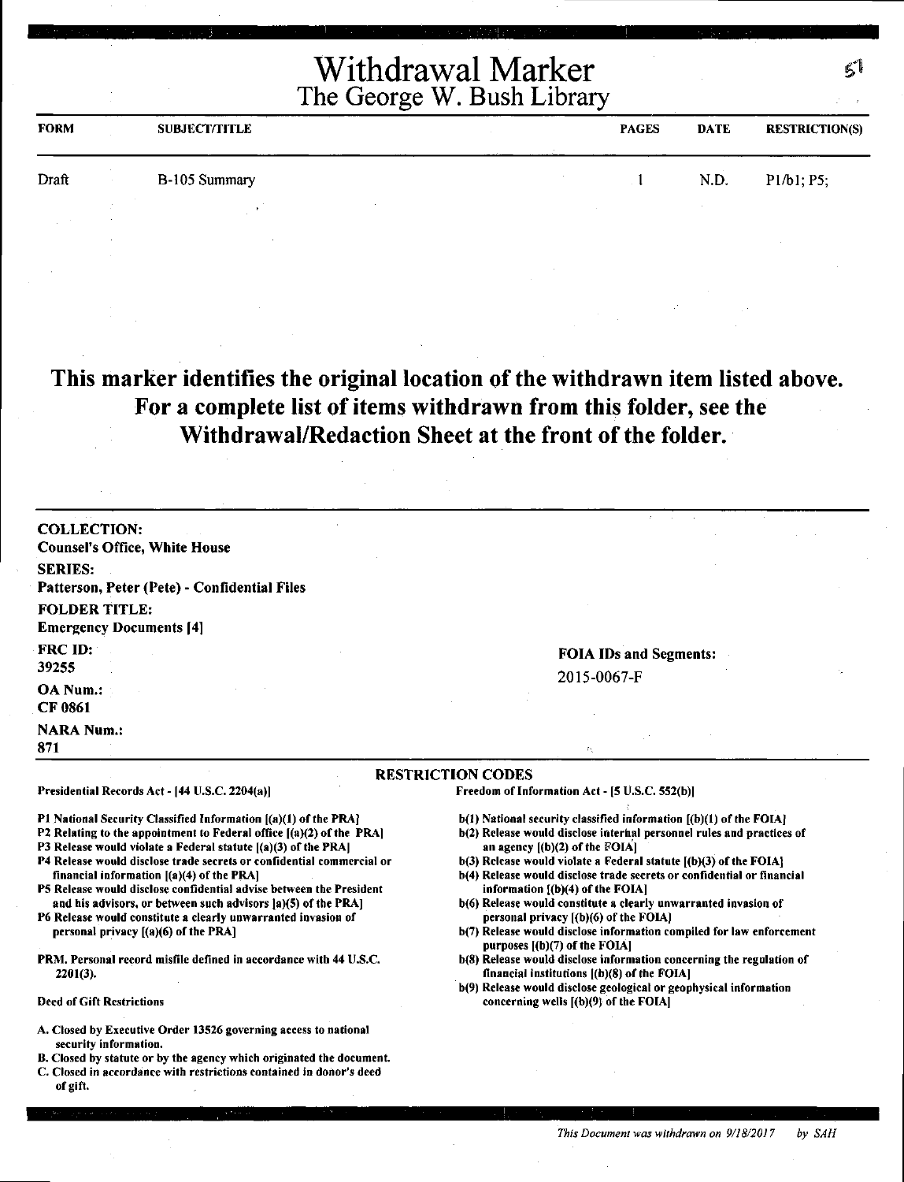# Withdrawal Marker
## The George W. Bush Library

| FORM | SUBJECT/TITLE | PAGES | DATE | RESTRICTION(S) |
|---|---|---|---|---|
| Draft | B-105 Summary | 1 | N.D. | P1/b1; P5; |

**This marker identifies the original location of the withdrawn item listed above. For a complete list of items withdrawn from this folder, see the Withdrawal/Redaction Sheet at the front of the folder.**

**COLLECTION:**
Counsel's Office, White House

**SERIES:**
Patterson, Peter (Pete) - Confidential Files

**FOLDER TITLE:**
Emergency Documents [4]

**FRC ID:**
39255

**OA Num.:**
CF 0861

**NARA Num.:**
871

**FOIA IDs and Segments:**
2015-0067-F

### RESTRICTION CODES

**Presidential Records Act - [44 U.S.C. 2204(a)]**

- P1 National Security Classified Information [(a)(1) of the PRA]
- P2 Relating to the appointment to Federal office [(a)(2) of the PRA]
- P3 Release would violate a Federal statute [(a)(3) of the PRA]
- P4 Release would disclose trade secrets or confidential commercial or financial information [(a)(4) of the PRA]
- P5 Release would disclose confidential advise between the President and his advisors, or between such advisors [a)(5) of the PRA]
- P6 Release would constitute a clearly unwarranted invasion of personal privacy [(a)(6) of the PRA]

PRM. Personal record misfile defined in accordance with 44 U.S.C. 2201(3).

**Deed of Gift Restrictions**

- A. Closed by Executive Order 13526 governing access to national security information.
- B. Closed by statute or by the agency which originated the document.
- C. Closed in accordance with restrictions contained in donor's deed of gift.

**Freedom of Information Act - [5 U.S.C. 552(b)]**

- b(1) National security classified information [(b)(1) of the FOIA]
- b(2) Release would disclose internal personnel rules and practices of an agency [(b)(2) of the FOIA]
- b(3) Release would violate a Federal statute [(b)(3) of the FOIA]
- b(4) Release would disclose trade secrets or confidential or financial information [(b)(4) of the FOIA]
- b(6) Release would constitute a clearly unwarranted invasion of personal privacy [(b)(6) of the FOIA]
- b(7) Release would disclose information compiled for law enforcement purposes [(b)(7) of the FOIA]
- b(8) Release would disclose information concerning the regulation of financial institutions [(b)(8) of the FOIA]
- b(9) Release would disclose geological or geophysical information concerning wells [(b)(9) of the FOIA]

*This Document was withdrawn on 9/18/2017 by SAH*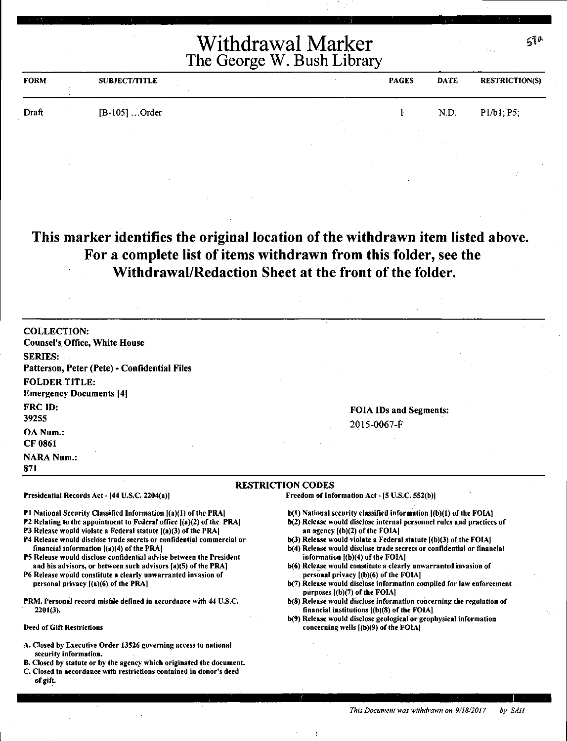# Withdrawal Marker
## The George W. Bush Library

| FORM | SUBJECT/TITLE | PAGES | DATE | RESTRICTION(S) |
|---|---|---|---|---|
| Draft | [B-105] ...Order | 1 | N.D. | P1/b1; P5; |

**This marker identifies the original location of the withdrawn item listed above. For a complete list of items withdrawn from this folder, see the Withdrawal/Redaction Sheet at the front of the folder.**

**COLLECTION:**
**Counsel's Office, White House**

**SERIES:**
**Patterson, Peter (Pete) - Confidential Files**

**FOLDER TITLE:**
**Emergency Documents [4]**

**FRC ID:**
**39255**

**OA Num.:**
**CF 0861**

**NARA Num.:**
**871**

**FOIA IDs and Segments:**
2015-0067-F

**RESTRICTION CODES**

**Presidential Records Act - [44 U.S.C. 2204(a)]**

- P1 National Security Classified Information [(a)(1) of the PRA]
- P2 Relating to the appointment to Federal office [(a)(2) of the PRA]
- P3 Release would violate a Federal statute [(a)(3) of the PRA]
- P4 Release would disclose trade secrets or confidential commercial or financial information [(a)(4) of the PRA]
- P5 Release would disclose confidential advise between the President and his advisors, or between such advisors [a)(5) of the PRA]
- P6 Release would constitute a clearly unwarranted invasion of personal privacy [(a)(6) of the PRA]

PRM. Personal record misfile defined in accordance with 44 U.S.C. 2201(3).

**Deed of Gift Restrictions**

- A. Closed by Executive Order 13526 governing access to national security information.
- B. Closed by statute or by the agency which originated the document.
- C. Closed in accordance with restrictions contained in donor's deed of gift.

**Freedom of Information Act - [5 U.S.C. 552(b)]**

- b(1) National security classified information [(b)(1) of the FOIA]
- b(2) Release would disclose internal personnel rules and practices of an agency [(b)(2) of the FOIA]
- b(3) Release would violate a Federal statute [(b)(3) of the FOIA]
- b(4) Release would disclose trade secrets or confidential or financial information [(b)(4) of the FOIA]
- b(6) Release would constitute a clearly unwarranted invasion of personal privacy [(b)(6) of the FOIA]
- b(7) Release would disclose information compiled for law enforcement purposes [(b)(7) of the FOIA]
- b(8) Release would disclose information concerning the regulation of financial institutions [(b)(8) of the FOIA]
- b(9) Release would disclose geological or geophysical information concerning wells [(b)(9) of the FOIA]

*This Document was withdrawn on 9/18/2017 by SAH*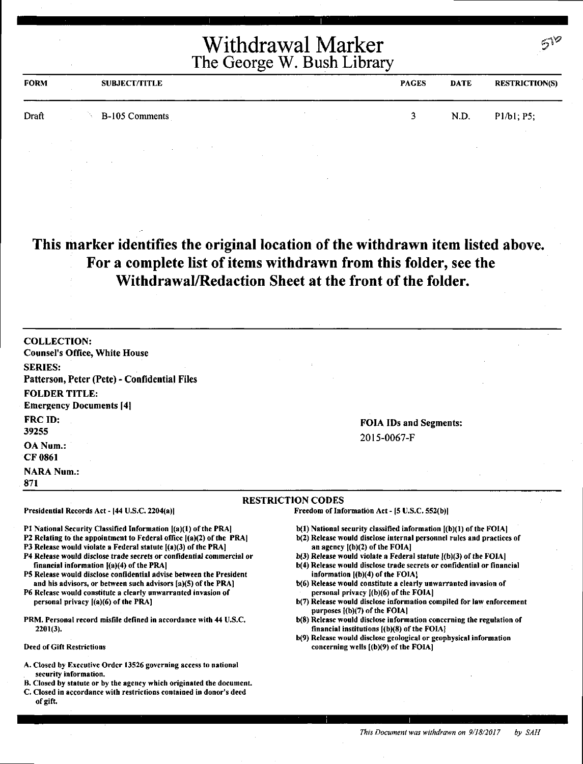# Withdrawal Marker
## The George W. Bush Library

576

| FORM | SUBJECT/TITLE | PAGES | DATE | RESTRICTION(S) |
|---|---|---|---|---|
| Draft | B-105 Comments | 3 | N.D. | P1/b1; P5; |

**This marker identifies the original location of the withdrawn item listed above. For a complete list of items withdrawn from this folder, see the Withdrawal/Redaction Sheet at the front of the folder.**

**COLLECTION:**
Counsel's Office, White House

**SERIES:**
Patterson, Peter (Pete) - Confidential Files

**FOLDER TITLE:**
Emergency Documents [4]

**FRC ID:**
39255

**OA Num.:**
CF 0861

**NARA Num.:**
871

**FOIA IDs and Segments:**
2015-0067-F

### RESTRICTION CODES

**Presidential Records Act - [44 U.S.C. 2204(a)]**

- P1 National Security Classified Information [(a)(1) of the PRA]
- P2 Relating to the appointment to Federal office [(a)(2) of the PRA]
- P3 Release would violate a Federal statute [(a)(3) of the PRA]
- P4 Release would disclose trade secrets or confidential commercial or financial information [(a)(4) of the PRA]
- P5 Release would disclose confidential advise between the President and his advisors, or between such advisors [a)(5) of the PRA]
- P6 Release would constitute a clearly unwarranted invasion of personal privacy [(a)(6) of the PRA]

PRM. Personal record misfile defined in accordance with 44 U.S.C. 2201(3).

**Deed of Gift Restrictions**

- A. Closed by Executive Order 13526 governing access to national security information.
- B. Closed by statute or by the agency which originated the document.
- C. Closed in accordance with restrictions contained in donor's deed of gift.

**Freedom of Information Act - [5 U.S.C. 552(b)]**

- b(1) National security classified information [(b)(1) of the FOIA]
- b(2) Release would disclose internal personnel rules and practices of an agency [(b)(2) of the FOIA]
- b(3) Release would violate a Federal statute [(b)(3) of the FOIA]
- b(4) Release would disclose trade secrets or confidential or financial information [(b)(4) of the FOIA]
- b(6) Release would constitute a clearly unwarranted invasion of personal privacy [(b)(6) of the FOIA]
- b(7) Release would disclose information compiled for law enforcement purposes [(b)(7) of the FOIA]
- b(8) Release would disclose information concerning the regulation of financial institutions [(b)(8) of the FOIA]
- b(9) Release would disclose geological or geophysical information concerning wells [(b)(9) of the FOIA]

*This Document was withdrawn on 9/18/2017 by SAH*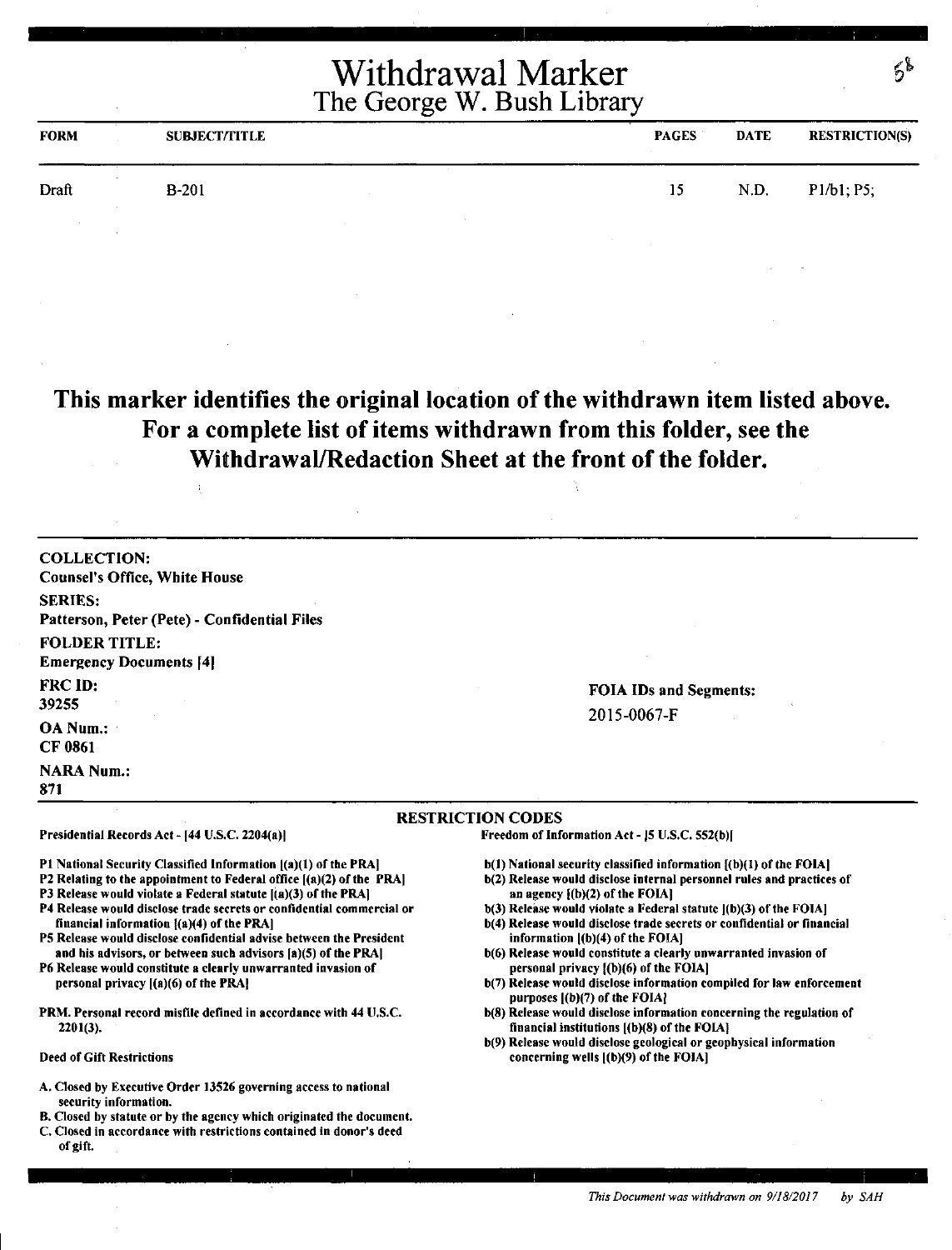# Withdrawal Marker
## The George W. Bush Library

| FORM | SUBJECT/TITLE | PAGES | DATE | RESTRICTION(S) |
|---|---|---|---|---|
| Draft | B-201 | 15 | N.D. | P1/b1; P5; |

**This marker identifies the original location of the withdrawn item listed above. For a complete list of items withdrawn from this folder, see the Withdrawal/Redaction Sheet at the front of the folder.**

**COLLECTION:**
Counsel's Office, White House

**SERIES:**
Patterson, Peter (Pete) - Confidential Files

**FOLDER TITLE:**
Emergency Documents [4]

**FRC ID:**
39255

**OA Num.:**
CF 0861

**NARA Num.:**
871

**FOIA IDs and Segments:**
2015-0067-F

### RESTRICTION CODES

**Presidential Records Act - [44 U.S.C. 2204(a)]**

P1 National Security Classified Information [(a)(1) of the PRA]
P2 Relating to the appointment to Federal office [(a)(2) of the PRA]
P3 Release would violate a Federal statute [(a)(3) of the PRA]
P4 Release would disclose trade secrets or confidential commercial or financial information [(a)(4) of the PRA]
P5 Release would disclose confidential advise between the President and his advisors, or between such advisors [a)(5) of the PRA]
P6 Release would constitute a clearly unwarranted invasion of personal privacy [(a)(6) of the PRA]

PRM. Personal record misfile defined in accordance with 44 U.S.C. 2201(3).

**Deed of Gift Restrictions**

A. Closed by Executive Order 13526 governing access to national security information.
B. Closed by statute or by the agency which originated the document.
C. Closed in accordance with restrictions contained in donor's deed of gift.

**Freedom of Information Act - [5 U.S.C. 552(b)]**

b(1) National security classified information [(b)(1) of the FOIA]
b(2) Release would disclose internal personnel rules and practices of an agency [(b)(2) of the FOIA]
b(3) Release would violate a Federal statute [(b)(3) of the FOIA]
b(4) Release would disclose trade secrets or confidential or financial information [(b)(4) of the FOIA]
b(6) Release would constitute a clearly unwarranted invasion of personal privacy [(b)(6) of the FOIA]
b(7) Release would disclose information compiled for law enforcement purposes [(b)(7) of the FOIA]
b(8) Release would disclose information concerning the regulation of financial institutions [(b)(8) of the FOIA]
b(9) Release would disclose geological or geophysical information concerning wells [(b)(9) of the FOIA]

*This Document was withdrawn on 9/18/2017 by SAH*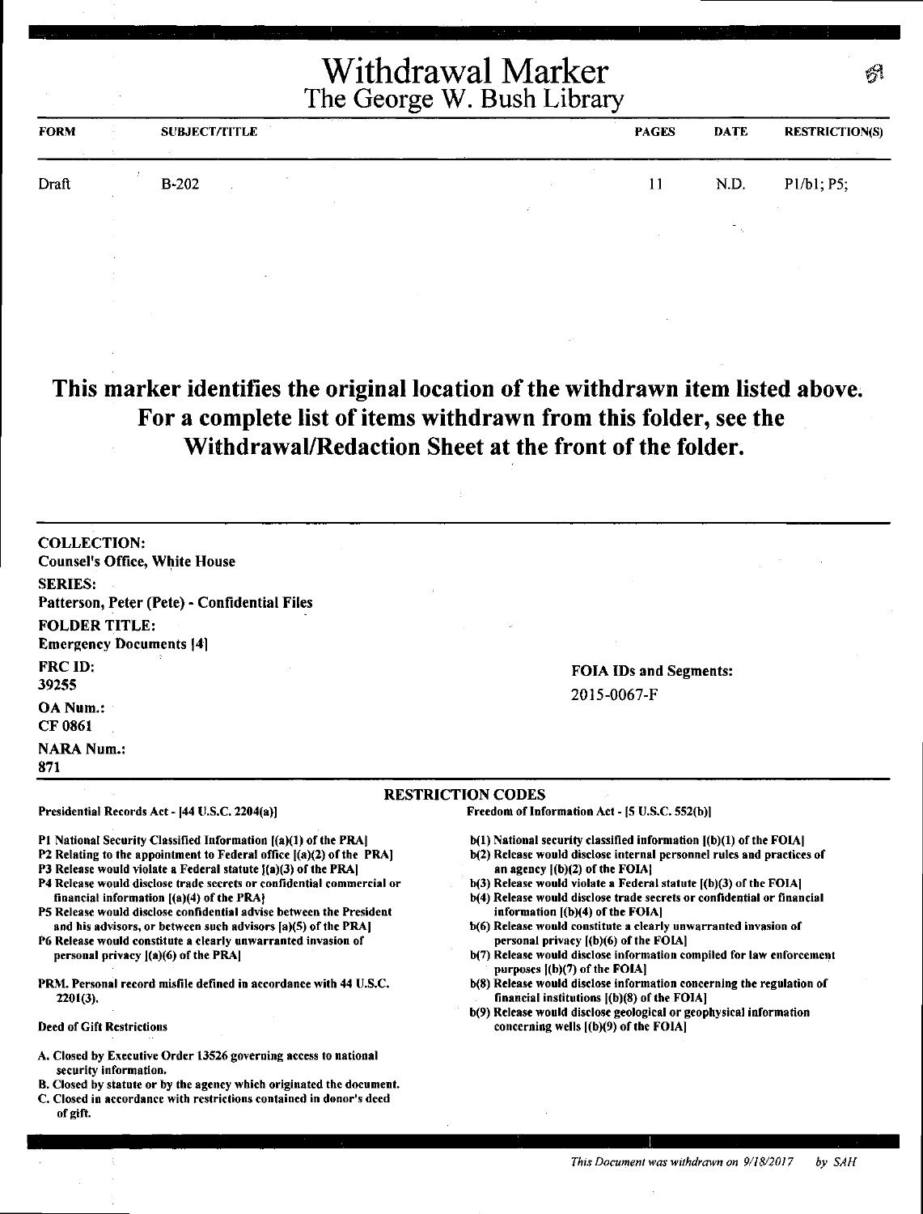# Withdrawal Marker
## The George W. Bush Library

| FORM | SUBJECT/TITLE | PAGES | DATE | RESTRICTION(S) |
|---|---|---|---|---|
| Draft | B-202 | 11 | N.D. | P1/b1; P5; |

**This marker identifies the original location of the withdrawn item listed above. For a complete list of items withdrawn from this folder, see the Withdrawal/Redaction Sheet at the front of the folder.**

**COLLECTION:**
Counsel's Office, White House

**SERIES:**
Patterson, Peter (Pete) - Confidential Files

**FOLDER TITLE:**
Emergency Documents [4]

**FRC ID:**
39255

**OA Num.:**
CF 0861

**NARA Num.:**
871

**FOIA IDs and Segments:**
2015-0067-F

### RESTRICTION CODES

**Presidential Records Act - [44 U.S.C. 2204(a)]**

- P1 National Security Classified Information [(a)(1) of the PRA]
- P2 Relating to the appointment to Federal office [(a)(2) of the PRA]
- P3 Release would violate a Federal statute [(a)(3) of the PRA]
- P4 Release would disclose trade secrets or confidential commercial or financial information [(a)(4) of the PRA]
- P5 Release would disclose confidential advise between the President and his advisors, or between such advisors [a)(5) of the PRA]
- P6 Release would constitute a clearly unwarranted invasion of personal privacy [(a)(6) of the PRA]

PRM. Personal record misfile defined in accordance with 44 U.S.C. 2201(3).

**Deed of Gift Restrictions**

- A. Closed by Executive Order 13526 governing access to national security information.
- B. Closed by statute or by the agency which originated the document.
- C. Closed in accordance with restrictions contained in donor's deed of gift.

**Freedom of Information Act - [5 U.S.C. 552(b)]**

- b(1) National security classified information [(b)(1) of the FOIA]
- b(2) Release would disclose internal personnel rules and practices of an agency [(b)(2) of the FOIA]
- b(3) Release would violate a Federal statute [(b)(3) of the FOIA]
- b(4) Release would disclose trade secrets or confidential or financial information [(b)(4) of the FOIA]
- b(6) Release would constitute a clearly unwarranted invasion of personal privacy [(b)(6) of the FOIA]
- b(7) Release would disclose information compiled for law enforcement purposes [(b)(7) of the FOIA]
- b(8) Release would disclose information concerning the regulation of financial institutions [(b)(8) of the FOIA]
- b(9) Release would disclose geological or geophysical information concerning wells [(b)(9) of the FOIA]

*This Document was withdrawn on 9/18/2017 by SAH*